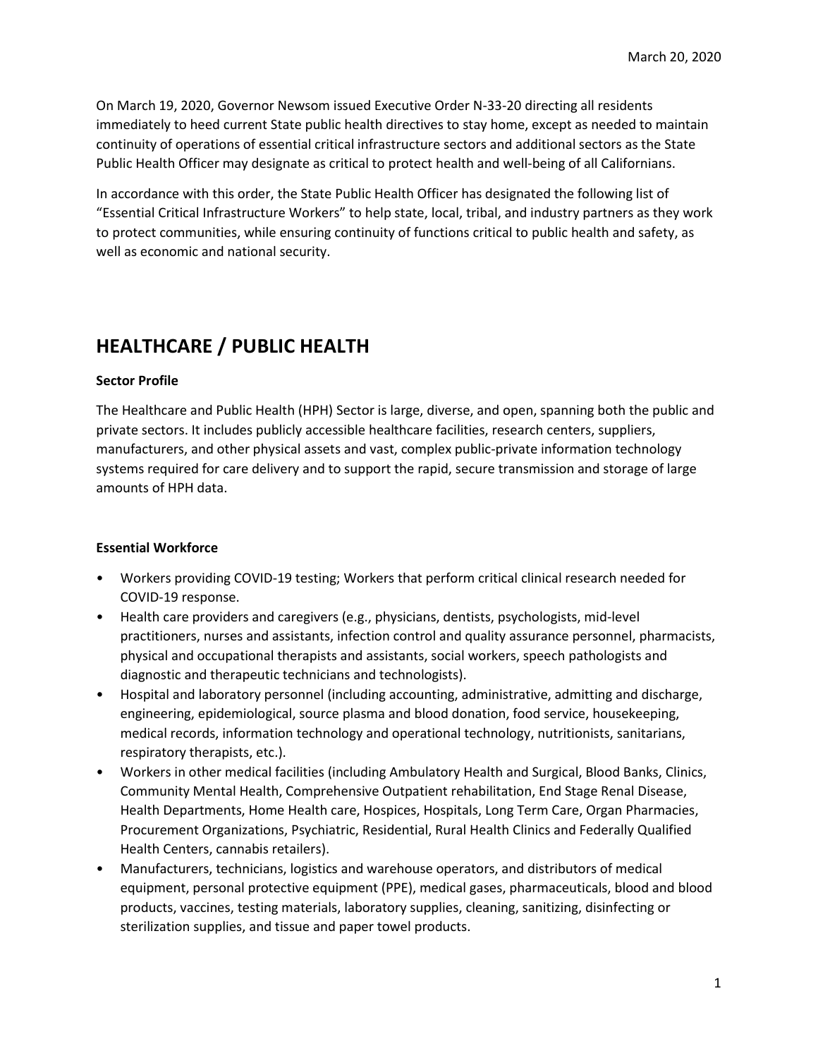March 20, 2020

On March 19, 2020, Governor Newsom issued Executive Order N-33-20 directing all residents immediately to heed current State public health directives to stay home, except as needed to maintain continuity of operations of essential critical infrastructure sectors and additional sectors as the State Public Health Officer may designate as critical to protect health and well-being of all Californians.

In accordance with this order, the State Public Health Officer has designated the following list of "Essential Critical Infrastructure Workers" to help state, local, tribal, and industry partners as they work to protect communities, while ensuring continuity of functions critical to public health and safety, as well as economic and national security.

# HEALTHCARE / PUBLIC HEALTH

**Sector Profile**

The Healthcare and Public Health (HPH) Sector is large, diverse, and open, spanning both the public and private sectors. It includes publicly accessible healthcare facilities, research centers, suppliers, manufacturers, and other physical assets and vast, complex public-private information technology systems required for care delivery and to support the rapid, secure transmission and storage of large amounts of HPH data.

**Essential Workforce**

- Workers providing COVID-19 testing; Workers that perform critical clinical research needed for COVID-19 response.
- Health care providers and caregivers (e.g., physicians, dentists, psychologists, mid-level practitioners, nurses and assistants, infection control and quality assurance personnel, pharmacists, physical and occupational therapists and assistants, social workers, speech pathologists and diagnostic and therapeutic technicians and technologists).
- Hospital and laboratory personnel (including accounting, administrative, admitting and discharge, engineering, epidemiological, source plasma and blood donation, food service, housekeeping, medical records, information technology and operational technology, nutritionists, sanitarians, respiratory therapists, etc.).
- Workers in other medical facilities (including Ambulatory Health and Surgical, Blood Banks, Clinics, Community Mental Health, Comprehensive Outpatient rehabilitation, End Stage Renal Disease, Health Departments, Home Health care, Hospices, Hospitals, Long Term Care, Organ Pharmacies, Procurement Organizations, Psychiatric, Residential, Rural Health Clinics and Federally Qualified Health Centers, cannabis retailers).
- Manufacturers, technicians, logistics and warehouse operators, and distributors of medical equipment, personal protective equipment (PPE), medical gases, pharmaceuticals, blood and blood products, vaccines, testing materials, laboratory supplies, cleaning, sanitizing, disinfecting or sterilization supplies, and tissue and paper towel products.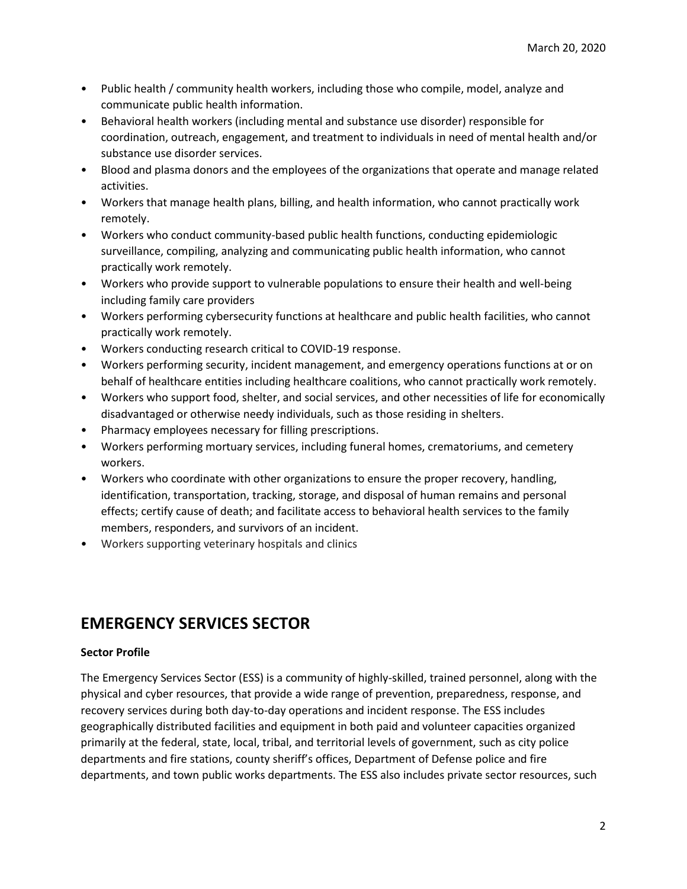- Public health / community health workers, including those who compile, model, analyze and communicate public health information.
- Behavioral health workers (including mental and substance use disorder) responsible for coordination, outreach, engagement, and treatment to individuals in need of mental health and/or substance use disorder services.
- Blood and plasma donors and the employees of the organizations that operate and manage related activities.
- Workers that manage health plans, billing, and health information, who cannot practically work remotely.
- Workers who conduct community-based public health functions, conducting epidemiologic surveillance, compiling, analyzing and communicating public health information, who cannot practically work remotely.
- Workers who provide support to vulnerable populations to ensure their health and well-being including family care providers
- Workers performing cybersecurity functions at healthcare and public health facilities, who cannot practically work remotely.
- Workers conducting research critical to COVID-19 response.
- Workers performing security, incident management, and emergency operations functions at or on behalf of healthcare entities including healthcare coalitions, who cannot practically work remotely.
- Workers who support food, shelter, and social services, and other necessities of life for economically disadvantaged or otherwise needy individuals, such as those residing in shelters.
- Pharmacy employees necessary for filling prescriptions.
- Workers performing mortuary services, including funeral homes, crematoriums, and cemetery workers.
- Workers who coordinate with other organizations to ensure the proper recovery, handling, identification, transportation, tracking, storage, and disposal of human remains and personal effects; certify cause of death; and facilitate access to behavioral health services to the family members, responders, and survivors of an incident.
- Workers supporting veterinary hospitals and clinics

## EMERGENCY SERVICES SECTOR

**Sector Profile**

The Emergency Services Sector (ESS) is a community of highly-skilled, trained personnel, along with the physical and cyber resources, that provide a wide range of prevention, preparedness, response, and recovery services during both day-to-day operations and incident response. The ESS includes geographically distributed facilities and equipment in both paid and volunteer capacities organized primarily at the federal, state, local, tribal, and territorial levels of government, such as city police departments and fire stations, county sheriff's offices, Department of Defense police and fire departments, and town public works departments. The ESS also includes private sector resources, such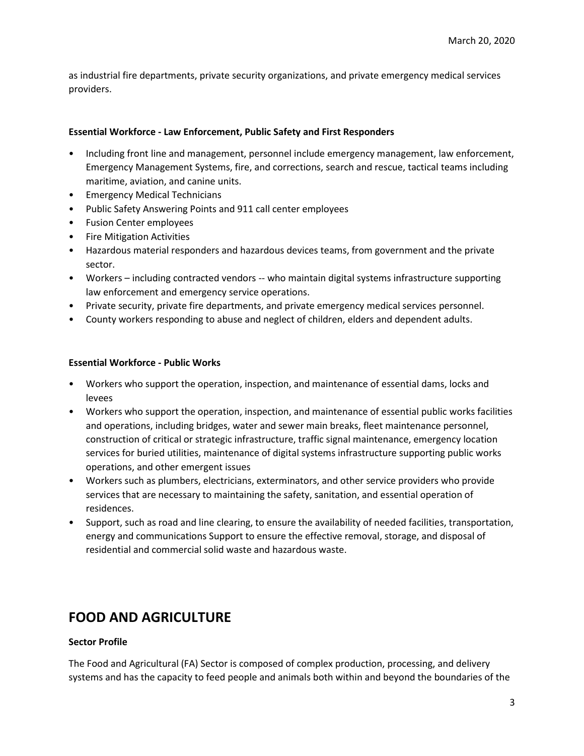as industrial fire departments, private security organizations, and private emergency medical services providers.

**Essential Workforce - Law Enforcement, Public Safety and First Responders**

- Including front line and management, personnel include emergency management, law enforcement, Emergency Management Systems, fire, and corrections, search and rescue, tactical teams including maritime, aviation, and canine units.
- Emergency Medical Technicians
- Public Safety Answering Points and 911 call center employees
- Fusion Center employees
- Fire Mitigation Activities
- Hazardous material responders and hazardous devices teams, from government and the private sector.
- Workers – including contracted vendors -- who maintain digital systems infrastructure supporting law enforcement and emergency service operations.
- Private security, private fire departments, and private emergency medical services personnel.
- County workers responding to abuse and neglect of children, elders and dependent adults.

**Essential Workforce - Public Works**

- Workers who support the operation, inspection, and maintenance of essential dams, locks and levees
- Workers who support the operation, inspection, and maintenance of essential public works facilities and operations, including bridges, water and sewer main breaks, fleet maintenance personnel, construction of critical or strategic infrastructure, traffic signal maintenance, emergency location services for buried utilities, maintenance of digital systems infrastructure supporting public works operations, and other emergent issues
- Workers such as plumbers, electricians, exterminators, and other service providers who provide services that are necessary to maintaining the safety, sanitation, and essential operation of residences.
- Support, such as road and line clearing, to ensure the availability of needed facilities, transportation, energy and communications Support to ensure the effective removal, storage, and disposal of residential and commercial solid waste and hazardous waste.

# FOOD AND AGRICULTURE

**Sector Profile**

The Food and Agricultural (FA) Sector is composed of complex production, processing, and delivery systems and has the capacity to feed people and animals both within and beyond the boundaries of the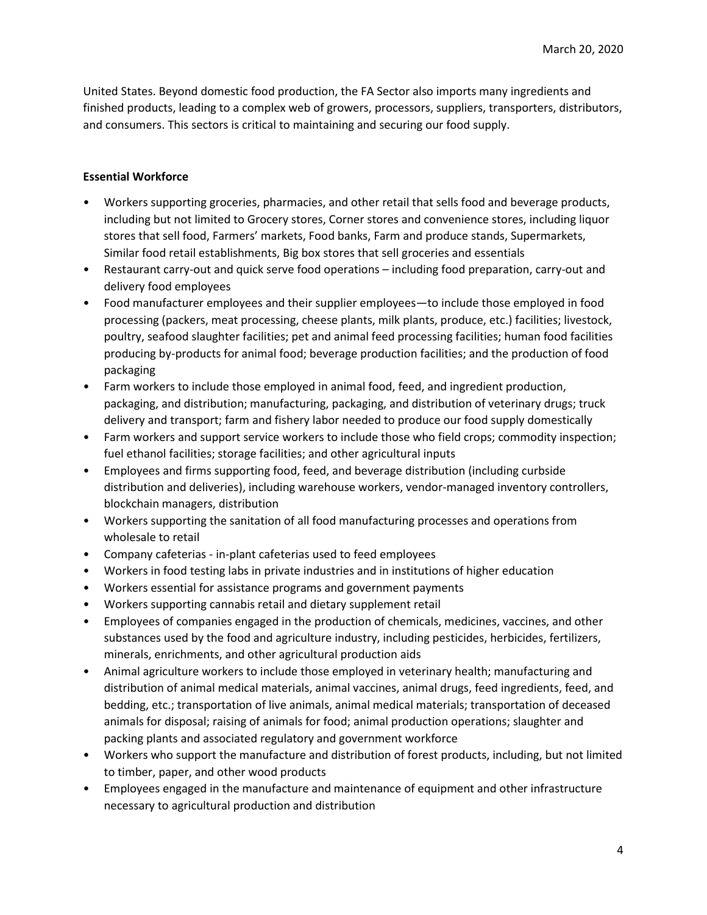United States. Beyond domestic food production, the FA Sector also imports many ingredients and finished products, leading to a complex web of growers, processors, suppliers, transporters, distributors, and consumers. This sectors is critical to maintaining and securing our food supply.

**Essential Workforce**

- Workers supporting groceries, pharmacies, and other retail that sells food and beverage products, including but not limited to Grocery stores, Corner stores and convenience stores, including liquor stores that sell food, Farmers' markets, Food banks, Farm and produce stands, Supermarkets, Similar food retail establishments, Big box stores that sell groceries and essentials
- Restaurant carry-out and quick serve food operations – including food preparation, carry-out and delivery food employees
- Food manufacturer employees and their supplier employees—to include those employed in food processing (packers, meat processing, cheese plants, milk plants, produce, etc.) facilities; livestock, poultry, seafood slaughter facilities; pet and animal feed processing facilities; human food facilities producing by-products for animal food; beverage production facilities; and the production of food packaging
- Farm workers to include those employed in animal food, feed, and ingredient production, packaging, and distribution; manufacturing, packaging, and distribution of veterinary drugs; truck delivery and transport; farm and fishery labor needed to produce our food supply domestically
- Farm workers and support service workers to include those who field crops; commodity inspection; fuel ethanol facilities; storage facilities; and other agricultural inputs
- Employees and firms supporting food, feed, and beverage distribution (including curbside distribution and deliveries), including warehouse workers, vendor-managed inventory controllers, blockchain managers, distribution
- Workers supporting the sanitation of all food manufacturing processes and operations from wholesale to retail
- Company cafeterias - in-plant cafeterias used to feed employees
- Workers in food testing labs in private industries and in institutions of higher education
- Workers essential for assistance programs and government payments
- Workers supporting cannabis retail and dietary supplement retail
- Employees of companies engaged in the production of chemicals, medicines, vaccines, and other substances used by the food and agriculture industry, including pesticides, herbicides, fertilizers, minerals, enrichments, and other agricultural production aids
- Animal agriculture workers to include those employed in veterinary health; manufacturing and distribution of animal medical materials, animal vaccines, animal drugs, feed ingredients, feed, and bedding, etc.; transportation of live animals, animal medical materials; transportation of deceased animals for disposal; raising of animals for food; animal production operations; slaughter and packing plants and associated regulatory and government workforce
- Workers who support the manufacture and distribution of forest products, including, but not limited to timber, paper, and other wood products
- Employees engaged in the manufacture and maintenance of equipment and other infrastructure necessary to agricultural production and distribution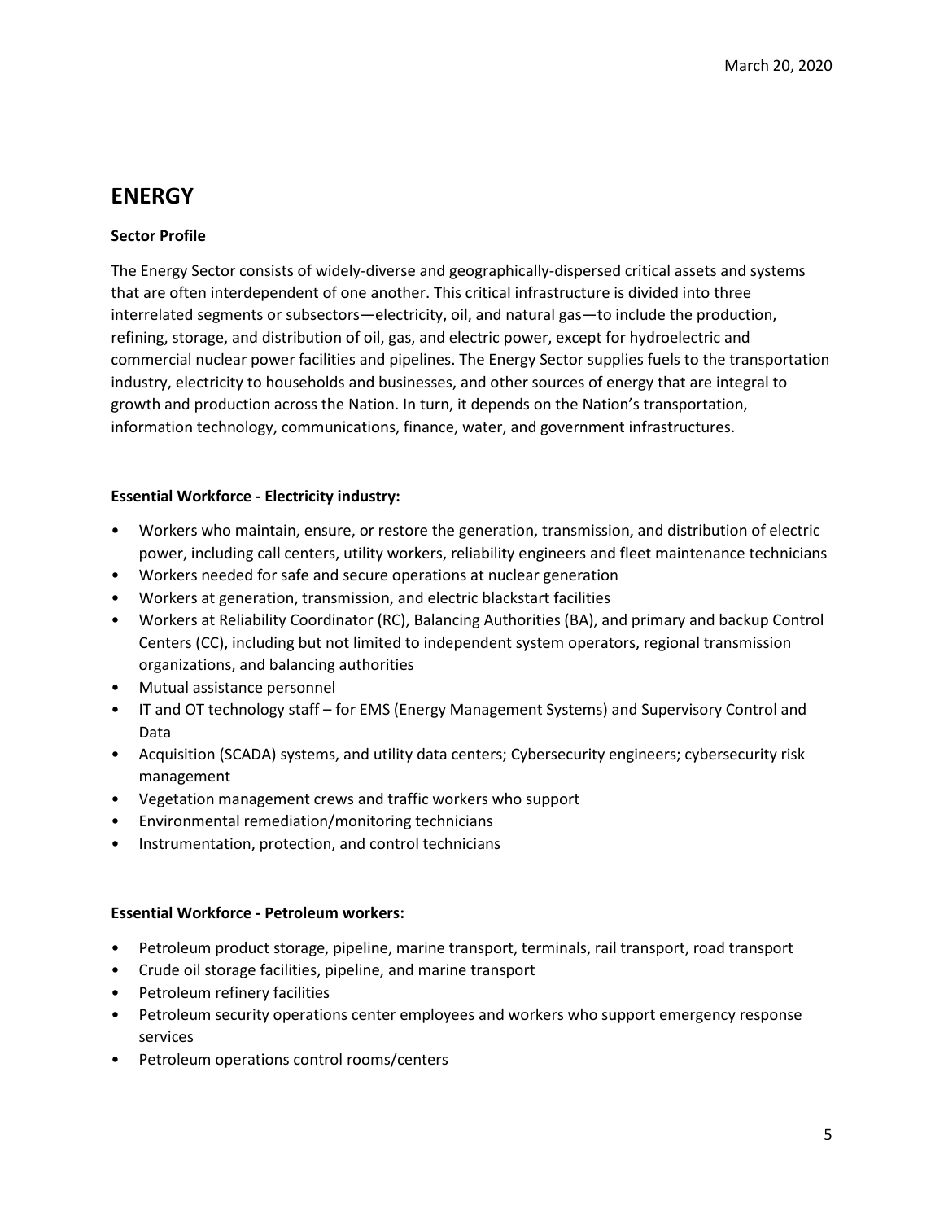## ENERGY

**Sector Profile**

The Energy Sector consists of widely-diverse and geographically-dispersed critical assets and systems that are often interdependent of one another. This critical infrastructure is divided into three interrelated segments or subsectors—electricity, oil, and natural gas—to include the production, refining, storage, and distribution of oil, gas, and electric power, except for hydroelectric and commercial nuclear power facilities and pipelines. The Energy Sector supplies fuels to the transportation industry, electricity to households and businesses, and other sources of energy that are integral to growth and production across the Nation. In turn, it depends on the Nation's transportation, information technology, communications, finance, water, and government infrastructures.

**Essential Workforce - Electricity industry:**

- Workers who maintain, ensure, or restore the generation, transmission, and distribution of electric power, including call centers, utility workers, reliability engineers and fleet maintenance technicians
- Workers needed for safe and secure operations at nuclear generation
- Workers at generation, transmission, and electric blackstart facilities
- Workers at Reliability Coordinator (RC), Balancing Authorities (BA), and primary and backup Control Centers (CC), including but not limited to independent system operators, regional transmission organizations, and balancing authorities
- Mutual assistance personnel
- IT and OT technology staff – for EMS (Energy Management Systems) and Supervisory Control and Data
- Acquisition (SCADA) systems, and utility data centers; Cybersecurity engineers; cybersecurity risk management
- Vegetation management crews and traffic workers who support
- Environmental remediation/monitoring technicians
- Instrumentation, protection, and control technicians

**Essential Workforce - Petroleum workers:**

- Petroleum product storage, pipeline, marine transport, terminals, rail transport, road transport
- Crude oil storage facilities, pipeline, and marine transport
- Petroleum refinery facilities
- Petroleum security operations center employees and workers who support emergency response services
- Petroleum operations control rooms/centers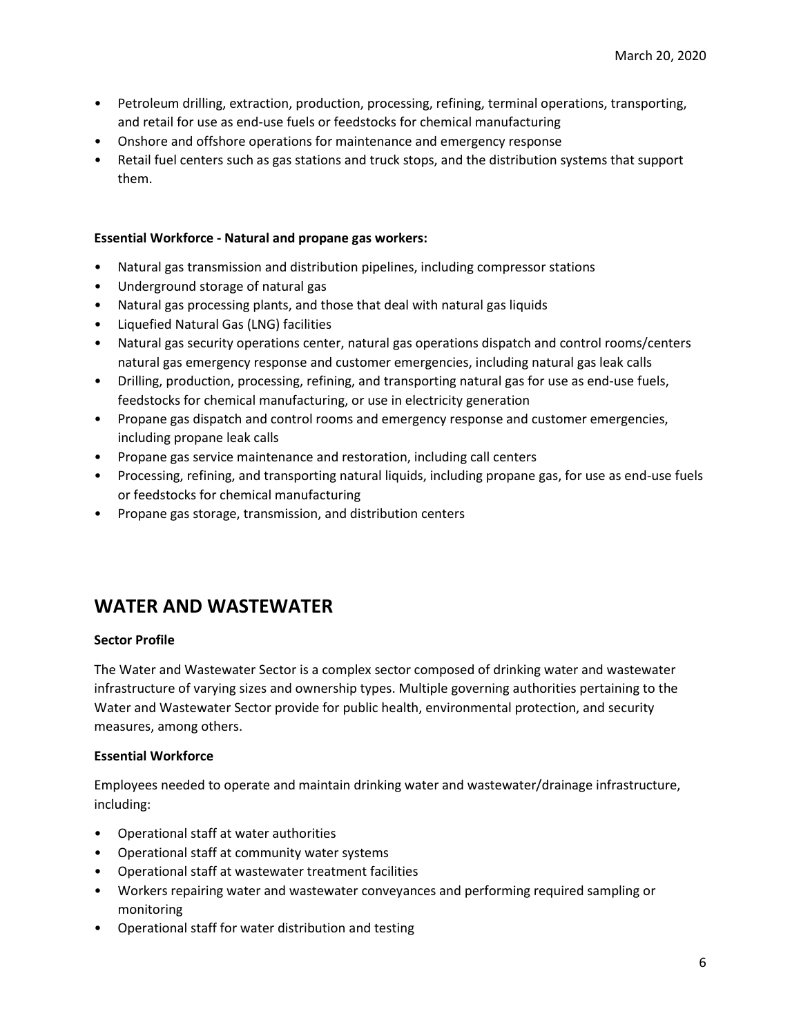- Petroleum drilling, extraction, production, processing, refining, terminal operations, transporting, and retail for use as end-use fuels or feedstocks for chemical manufacturing
- Onshore and offshore operations for maintenance and emergency response
- Retail fuel centers such as gas stations and truck stops, and the distribution systems that support them.

**Essential Workforce - Natural and propane gas workers:**

- Natural gas transmission and distribution pipelines, including compressor stations
- Underground storage of natural gas
- Natural gas processing plants, and those that deal with natural gas liquids
- Liquefied Natural Gas (LNG) facilities
- Natural gas security operations center, natural gas operations dispatch and control rooms/centers natural gas emergency response and customer emergencies, including natural gas leak calls
- Drilling, production, processing, refining, and transporting natural gas for use as end-use fuels, feedstocks for chemical manufacturing, or use in electricity generation
- Propane gas dispatch and control rooms and emergency response and customer emergencies, including propane leak calls
- Propane gas service maintenance and restoration, including call centers
- Processing, refining, and transporting natural liquids, including propane gas, for use as end-use fuels or feedstocks for chemical manufacturing
- Propane gas storage, transmission, and distribution centers

## WATER AND WASTEWATER

**Sector Profile**

The Water and Wastewater Sector is a complex sector composed of drinking water and wastewater infrastructure of varying sizes and ownership types. Multiple governing authorities pertaining to the Water and Wastewater Sector provide for public health, environmental protection, and security measures, among others.

**Essential Workforce**

Employees needed to operate and maintain drinking water and wastewater/drainage infrastructure, including:

- Operational staff at water authorities
- Operational staff at community water systems
- Operational staff at wastewater treatment facilities
- Workers repairing water and wastewater conveyances and performing required sampling or monitoring
- Operational staff for water distribution and testing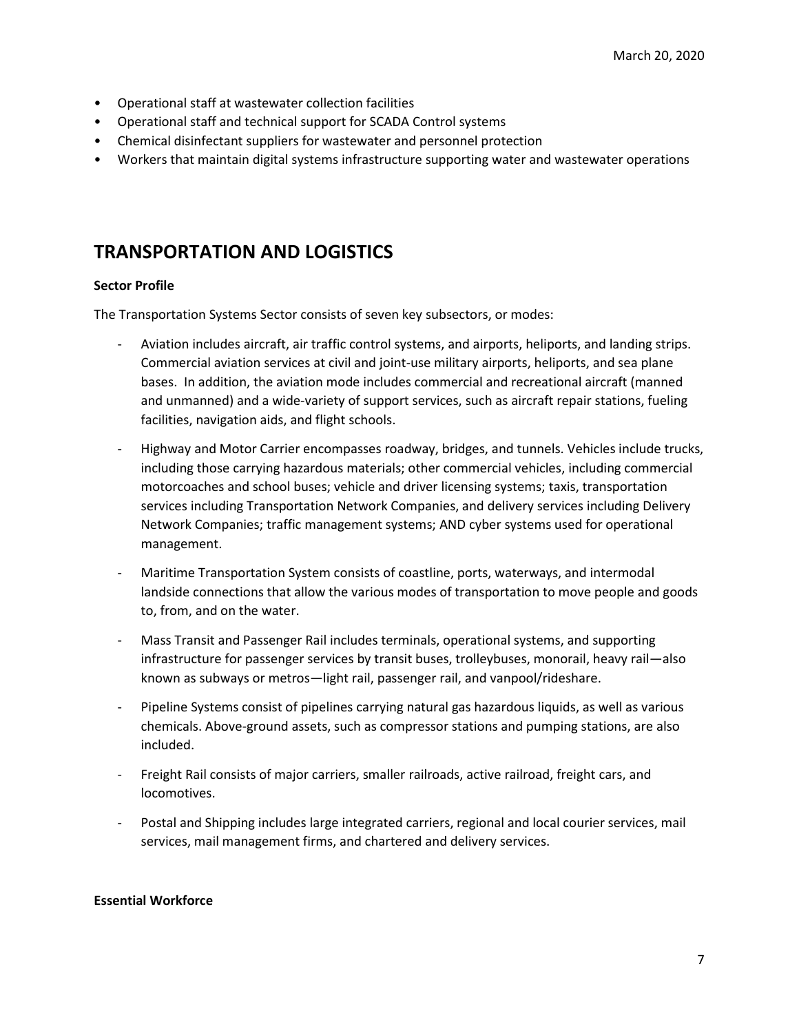- Operational staff at wastewater collection facilities
- Operational staff and technical support for SCADA Control systems
- Chemical disinfectant suppliers for wastewater and personnel protection
- Workers that maintain digital systems infrastructure supporting water and wastewater operations

## TRANSPORTATION AND LOGISTICS

**Sector Profile**

The Transportation Systems Sector consists of seven key subsectors, or modes:

- Aviation includes aircraft, air traffic control systems, and airports, heliports, and landing strips. Commercial aviation services at civil and joint-use military airports, heliports, and sea plane bases. In addition, the aviation mode includes commercial and recreational aircraft (manned and unmanned) and a wide-variety of support services, such as aircraft repair stations, fueling facilities, navigation aids, and flight schools.

- Highway and Motor Carrier encompasses roadway, bridges, and tunnels. Vehicles include trucks, including those carrying hazardous materials; other commercial vehicles, including commercial motorcoaches and school buses; vehicle and driver licensing systems; taxis, transportation services including Transportation Network Companies, and delivery services including Delivery Network Companies; traffic management systems; AND cyber systems used for operational management.

- Maritime Transportation System consists of coastline, ports, waterways, and intermodal landside connections that allow the various modes of transportation to move people and goods to, from, and on the water.

- Mass Transit and Passenger Rail includes terminals, operational systems, and supporting infrastructure for passenger services by transit buses, trolleybuses, monorail, heavy rail—also known as subways or metros—light rail, passenger rail, and vanpool/rideshare.

- Pipeline Systems consist of pipelines carrying natural gas hazardous liquids, as well as various chemicals. Above-ground assets, such as compressor stations and pumping stations, are also included.

- Freight Rail consists of major carriers, smaller railroads, active railroad, freight cars, and locomotives.

- Postal and Shipping includes large integrated carriers, regional and local courier services, mail services, mail management firms, and chartered and delivery services.

**Essential Workforce**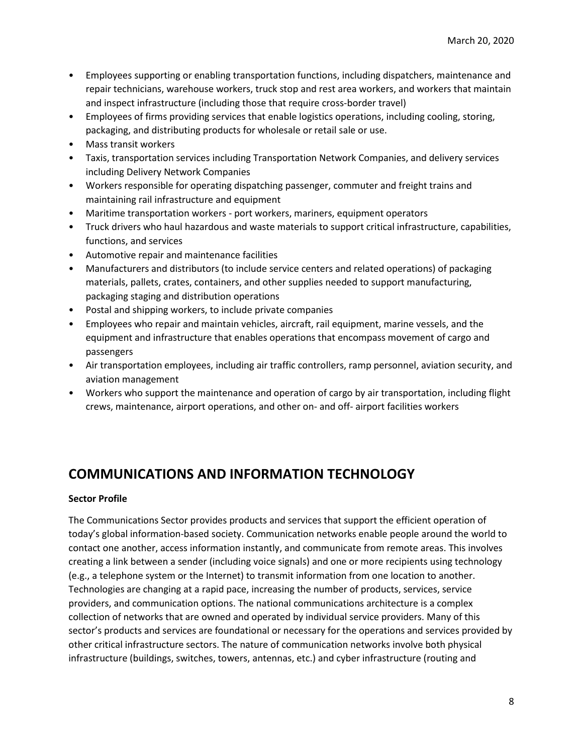- Employees supporting or enabling transportation functions, including dispatchers, maintenance and repair technicians, warehouse workers, truck stop and rest area workers, and workers that maintain and inspect infrastructure (including those that require cross-border travel)
- Employees of firms providing services that enable logistics operations, including cooling, storing, packaging, and distributing products for wholesale or retail sale or use.
- Mass transit workers
- Taxis, transportation services including Transportation Network Companies, and delivery services including Delivery Network Companies
- Workers responsible for operating dispatching passenger, commuter and freight trains and maintaining rail infrastructure and equipment
- Maritime transportation workers - port workers, mariners, equipment operators
- Truck drivers who haul hazardous and waste materials to support critical infrastructure, capabilities, functions, and services
- Automotive repair and maintenance facilities
- Manufacturers and distributors (to include service centers and related operations) of packaging materials, pallets, crates, containers, and other supplies needed to support manufacturing, packaging staging and distribution operations
- Postal and shipping workers, to include private companies
- Employees who repair and maintain vehicles, aircraft, rail equipment, marine vessels, and the equipment and infrastructure that enables operations that encompass movement of cargo and passengers
- Air transportation employees, including air traffic controllers, ramp personnel, aviation security, and aviation management
- Workers who support the maintenance and operation of cargo by air transportation, including flight crews, maintenance, airport operations, and other on- and off- airport facilities workers

## COMMUNICATIONS AND INFORMATION TECHNOLOGY

**Sector Profile**

The Communications Sector provides products and services that support the efficient operation of today's global information-based society. Communication networks enable people around the world to contact one another, access information instantly, and communicate from remote areas. This involves creating a link between a sender (including voice signals) and one or more recipients using technology (e.g., a telephone system or the Internet) to transmit information from one location to another. Technologies are changing at a rapid pace, increasing the number of products, services, service providers, and communication options. The national communications architecture is a complex collection of networks that are owned and operated by individual service providers. Many of this sector's products and services are foundational or necessary for the operations and services provided by other critical infrastructure sectors. The nature of communication networks involve both physical infrastructure (buildings, switches, towers, antennas, etc.) and cyber infrastructure (routing and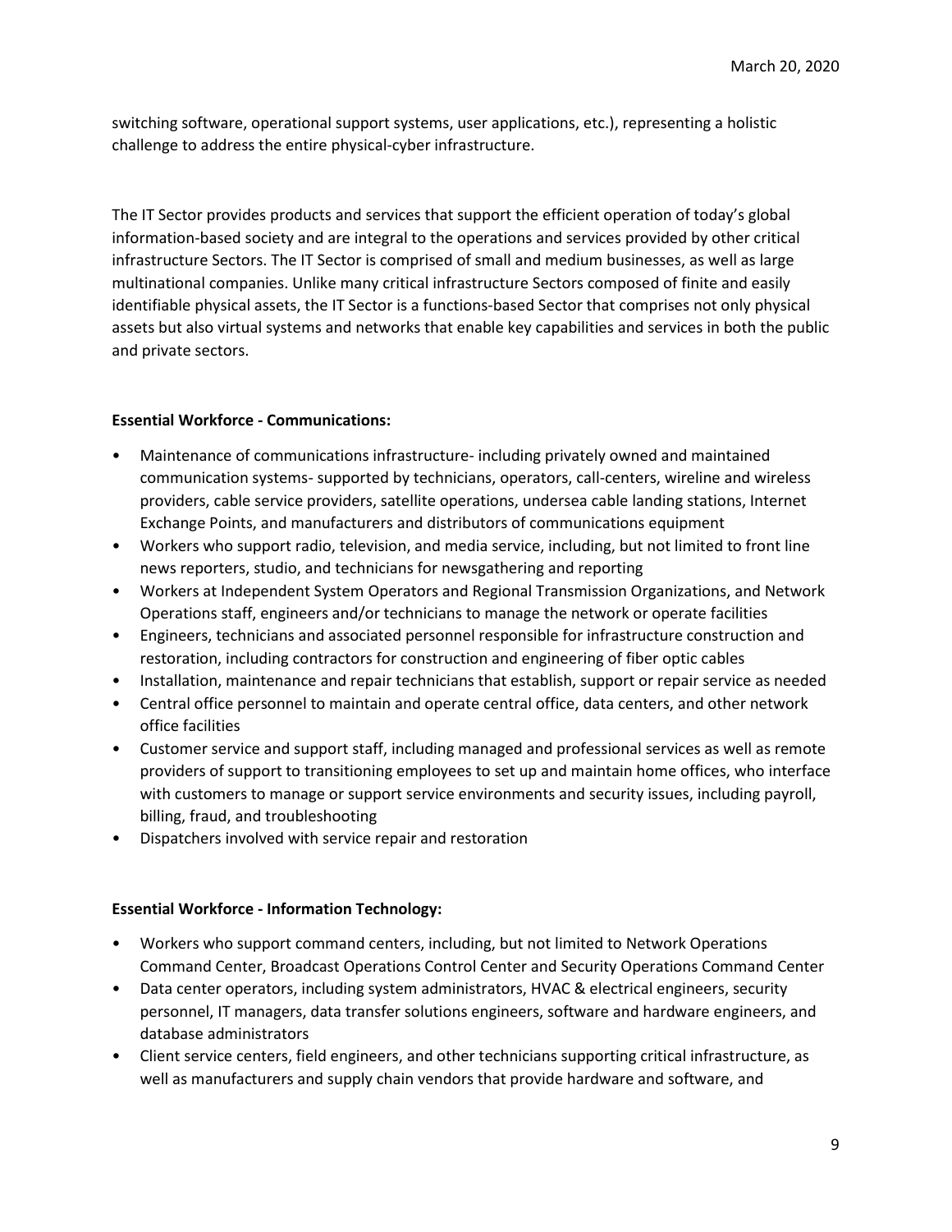switching software, operational support systems, user applications, etc.), representing a holistic challenge to address the entire physical-cyber infrastructure.

The IT Sector provides products and services that support the efficient operation of today's global information-based society and are integral to the operations and services provided by other critical infrastructure Sectors. The IT Sector is comprised of small and medium businesses, as well as large multinational companies. Unlike many critical infrastructure Sectors composed of finite and easily identifiable physical assets, the IT Sector is a functions-based Sector that comprises not only physical assets but also virtual systems and networks that enable key capabilities and services in both the public and private sectors.

**Essential Workforce - Communications:**

- Maintenance of communications infrastructure- including privately owned and maintained communication systems- supported by technicians, operators, call-centers, wireline and wireless providers, cable service providers, satellite operations, undersea cable landing stations, Internet Exchange Points, and manufacturers and distributors of communications equipment
- Workers who support radio, television, and media service, including, but not limited to front line news reporters, studio, and technicians for newsgathering and reporting
- Workers at Independent System Operators and Regional Transmission Organizations, and Network Operations staff, engineers and/or technicians to manage the network or operate facilities
- Engineers, technicians and associated personnel responsible for infrastructure construction and restoration, including contractors for construction and engineering of fiber optic cables
- Installation, maintenance and repair technicians that establish, support or repair service as needed
- Central office personnel to maintain and operate central office, data centers, and other network office facilities
- Customer service and support staff, including managed and professional services as well as remote providers of support to transitioning employees to set up and maintain home offices, who interface with customers to manage or support service environments and security issues, including payroll, billing, fraud, and troubleshooting
- Dispatchers involved with service repair and restoration

**Essential Workforce - Information Technology:**

- Workers who support command centers, including, but not limited to Network Operations Command Center, Broadcast Operations Control Center and Security Operations Command Center
- Data center operators, including system administrators, HVAC & electrical engineers, security personnel, IT managers, data transfer solutions engineers, software and hardware engineers, and database administrators
- Client service centers, field engineers, and other technicians supporting critical infrastructure, as well as manufacturers and supply chain vendors that provide hardware and software, and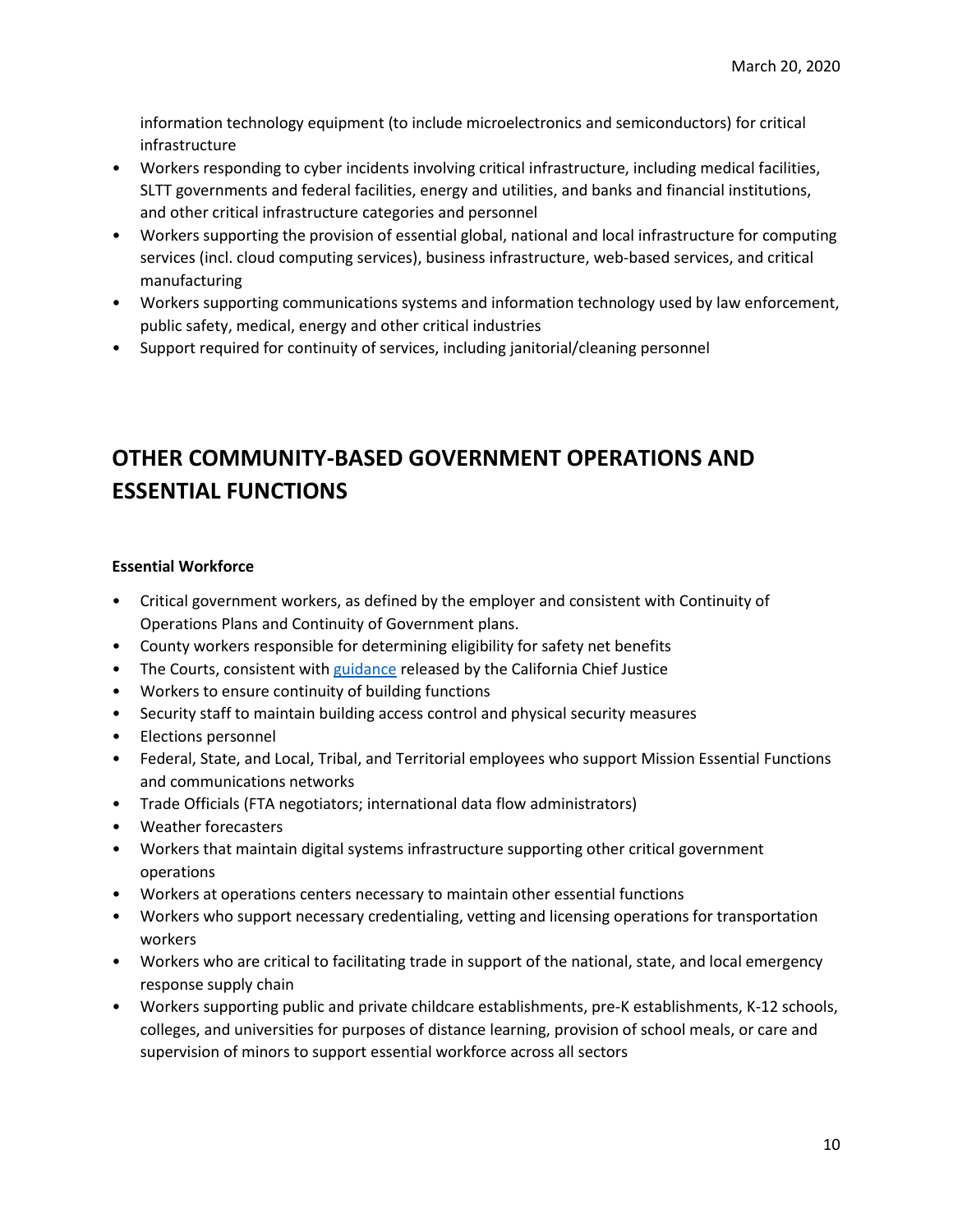information technology equipment (to include microelectronics and semiconductors) for critical infrastructure

- Workers responding to cyber incidents involving critical infrastructure, including medical facilities, SLTT governments and federal facilities, energy and utilities, and banks and financial institutions, and other critical infrastructure categories and personnel
- Workers supporting the provision of essential global, national and local infrastructure for computing services (incl. cloud computing services), business infrastructure, web-based services, and critical manufacturing
- Workers supporting communications systems and information technology used by law enforcement, public safety, medical, energy and other critical industries
- Support required for continuity of services, including janitorial/cleaning personnel

## OTHER COMMUNITY-BASED GOVERNMENT OPERATIONS AND ESSENTIAL FUNCTIONS

**Essential Workforce**

- Critical government workers, as defined by the employer and consistent with Continuity of Operations Plans and Continuity of Government plans.
- County workers responsible for determining eligibility for safety net benefits
- The Courts, consistent with guidance released by the California Chief Justice
- Workers to ensure continuity of building functions
- Security staff to maintain building access control and physical security measures
- Elections personnel
- Federal, State, and Local, Tribal, and Territorial employees who support Mission Essential Functions and communications networks
- Trade Officials (FTA negotiators; international data flow administrators)
- Weather forecasters
- Workers that maintain digital systems infrastructure supporting other critical government operations
- Workers at operations centers necessary to maintain other essential functions
- Workers who support necessary credentialing, vetting and licensing operations for transportation workers
- Workers who are critical to facilitating trade in support of the national, state, and local emergency response supply chain
- Workers supporting public and private childcare establishments, pre-K establishments, K-12 schools, colleges, and universities for purposes of distance learning, provision of school meals, or care and supervision of minors to support essential workforce across all sectors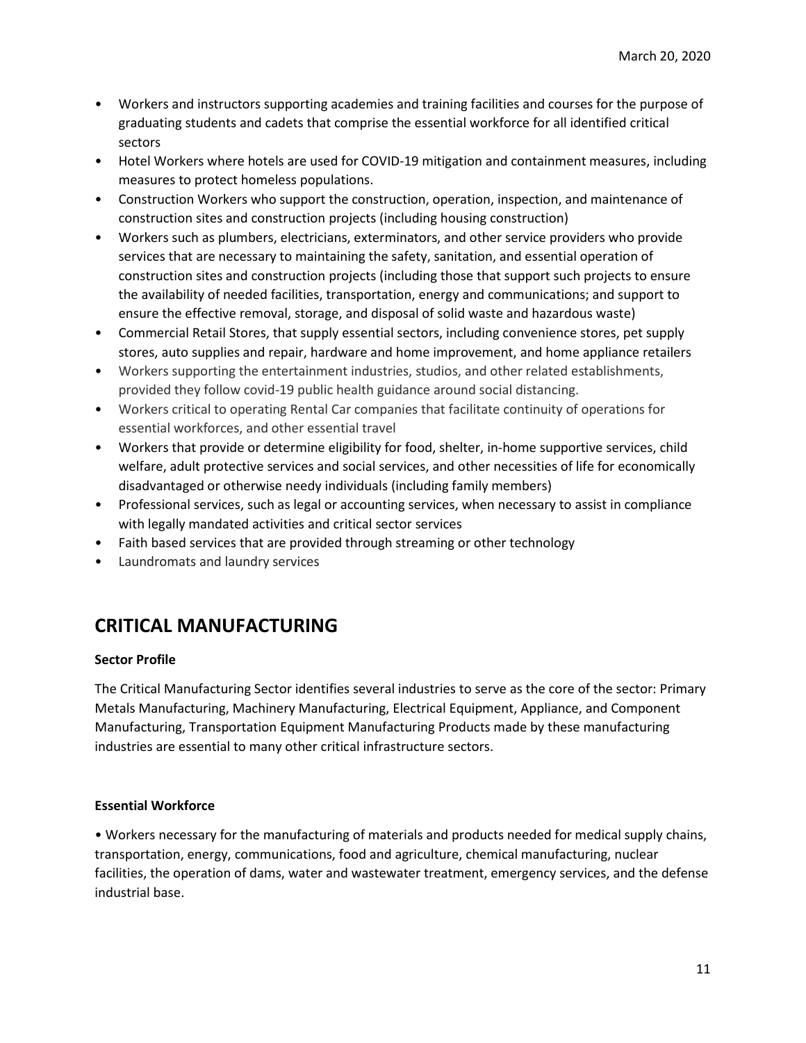- Workers and instructors supporting academies and training facilities and courses for the purpose of graduating students and cadets that comprise the essential workforce for all identified critical sectors
- Hotel Workers where hotels are used for COVID-19 mitigation and containment measures, including measures to protect homeless populations.
- Construction Workers who support the construction, operation, inspection, and maintenance of construction sites and construction projects (including housing construction)
- Workers such as plumbers, electricians, exterminators, and other service providers who provide services that are necessary to maintaining the safety, sanitation, and essential operation of construction sites and construction projects (including those that support such projects to ensure the availability of needed facilities, transportation, energy and communications; and support to ensure the effective removal, storage, and disposal of solid waste and hazardous waste)
- Commercial Retail Stores, that supply essential sectors, including convenience stores, pet supply stores, auto supplies and repair, hardware and home improvement, and home appliance retailers
- Workers supporting the entertainment industries, studios, and other related establishments, provided they follow covid-19 public health guidance around social distancing.
- Workers critical to operating Rental Car companies that facilitate continuity of operations for essential workforces, and other essential travel
- Workers that provide or determine eligibility for food, shelter, in-home supportive services, child welfare, adult protective services and social services, and other necessities of life for economically disadvantaged or otherwise needy individuals (including family members)
- Professional services, such as legal or accounting services, when necessary to assist in compliance with legally mandated activities and critical sector services
- Faith based services that are provided through streaming or other technology
- Laundromats and laundry services

## CRITICAL MANUFACTURING

**Sector Profile**

The Critical Manufacturing Sector identifies several industries to serve as the core of the sector: Primary Metals Manufacturing, Machinery Manufacturing, Electrical Equipment, Appliance, and Component Manufacturing, Transportation Equipment Manufacturing Products made by these manufacturing industries are essential to many other critical infrastructure sectors.

**Essential Workforce**

- Workers necessary for the manufacturing of materials and products needed for medical supply chains, transportation, energy, communications, food and agriculture, chemical manufacturing, nuclear facilities, the operation of dams, water and wastewater treatment, emergency services, and the defense industrial base.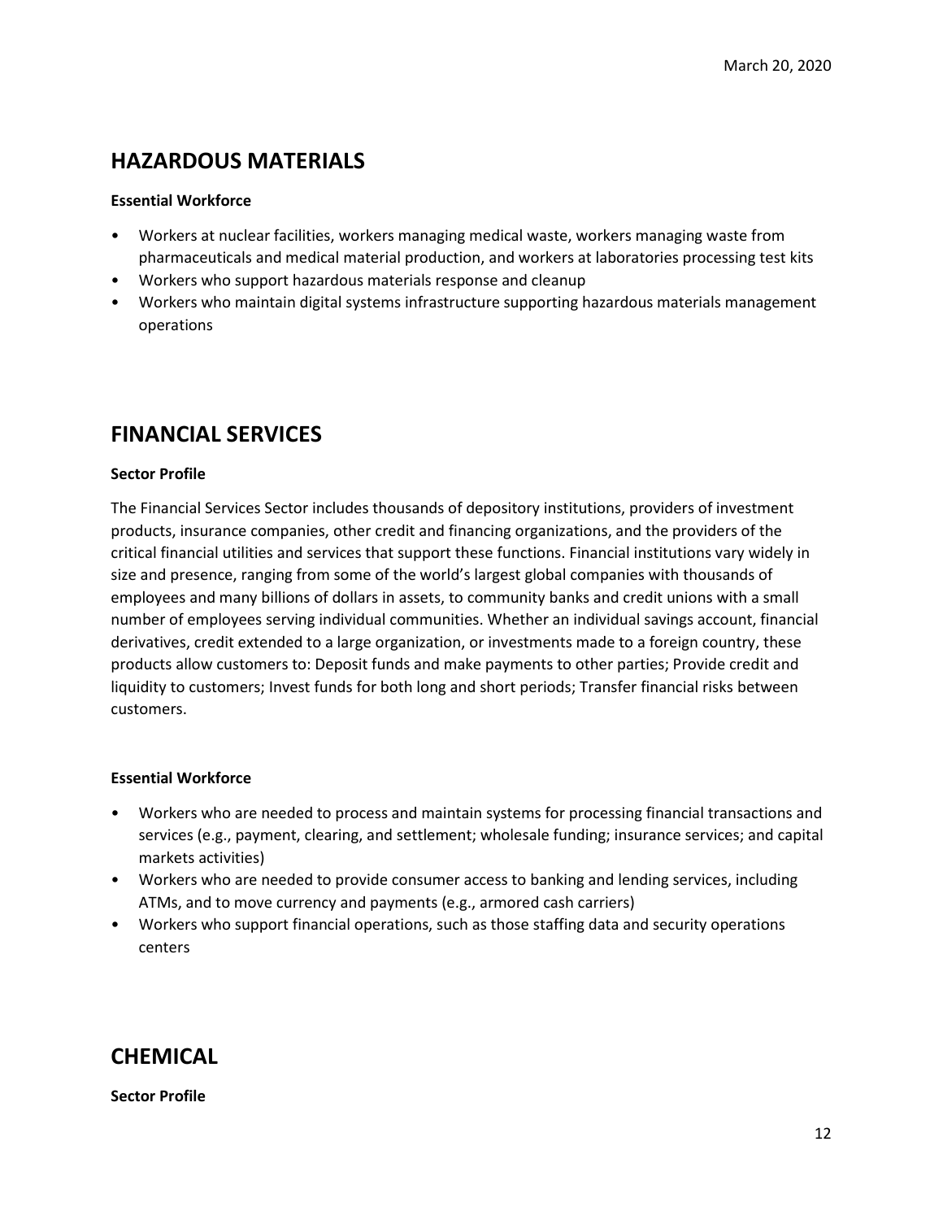## HAZARDOUS MATERIALS

**Essential Workforce**

- Workers at nuclear facilities, workers managing medical waste, workers managing waste from pharmaceuticals and medical material production, and workers at laboratories processing test kits
- Workers who support hazardous materials response and cleanup
- Workers who maintain digital systems infrastructure supporting hazardous materials management operations

## FINANCIAL SERVICES

**Sector Profile**

The Financial Services Sector includes thousands of depository institutions, providers of investment products, insurance companies, other credit and financing organizations, and the providers of the critical financial utilities and services that support these functions. Financial institutions vary widely in size and presence, ranging from some of the world's largest global companies with thousands of employees and many billions of dollars in assets, to community banks and credit unions with a small number of employees serving individual communities. Whether an individual savings account, financial derivatives, credit extended to a large organization, or investments made to a foreign country, these products allow customers to: Deposit funds and make payments to other parties; Provide credit and liquidity to customers; Invest funds for both long and short periods; Transfer financial risks between customers.

**Essential Workforce**

- Workers who are needed to process and maintain systems for processing financial transactions and services (e.g., payment, clearing, and settlement; wholesale funding; insurance services; and capital markets activities)
- Workers who are needed to provide consumer access to banking and lending services, including ATMs, and to move currency and payments (e.g., armored cash carriers)
- Workers who support financial operations, such as those staffing data and security operations centers

## CHEMICAL

**Sector Profile**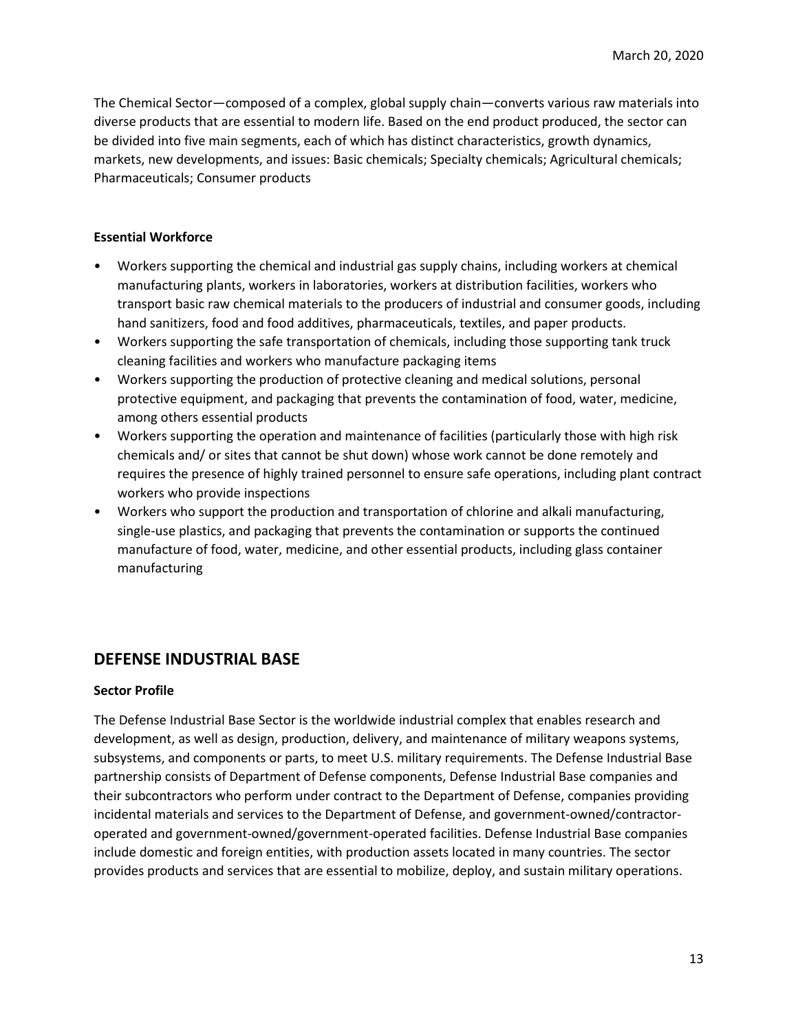The Chemical Sector—composed of a complex, global supply chain—converts various raw materials into diverse products that are essential to modern life. Based on the end product produced, the sector can be divided into five main segments, each of which has distinct characteristics, growth dynamics, markets, new developments, and issues: Basic chemicals; Specialty chemicals; Agricultural chemicals; Pharmaceuticals; Consumer products

**Essential Workforce**

- Workers supporting the chemical and industrial gas supply chains, including workers at chemical manufacturing plants, workers in laboratories, workers at distribution facilities, workers who transport basic raw chemical materials to the producers of industrial and consumer goods, including hand sanitizers, food and food additives, pharmaceuticals, textiles, and paper products.
- Workers supporting the safe transportation of chemicals, including those supporting tank truck cleaning facilities and workers who manufacture packaging items
- Workers supporting the production of protective cleaning and medical solutions, personal protective equipment, and packaging that prevents the contamination of food, water, medicine, among others essential products
- Workers supporting the operation and maintenance of facilities (particularly those with high risk chemicals and/ or sites that cannot be shut down) whose work cannot be done remotely and requires the presence of highly trained personnel to ensure safe operations, including plant contract workers who provide inspections
- Workers who support the production and transportation of chlorine and alkali manufacturing, single-use plastics, and packaging that prevents the contamination or supports the continued manufacture of food, water, medicine, and other essential products, including glass container manufacturing

## DEFENSE INDUSTRIAL BASE

**Sector Profile**

The Defense Industrial Base Sector is the worldwide industrial complex that enables research and development, as well as design, production, delivery, and maintenance of military weapons systems, subsystems, and components or parts, to meet U.S. military requirements. The Defense Industrial Base partnership consists of Department of Defense components, Defense Industrial Base companies and their subcontractors who perform under contract to the Department of Defense, companies providing incidental materials and services to the Department of Defense, and government-owned/contractor-operated and government-owned/government-operated facilities. Defense Industrial Base companies include domestic and foreign entities, with production assets located in many countries. The sector provides products and services that are essential to mobilize, deploy, and sustain military operations.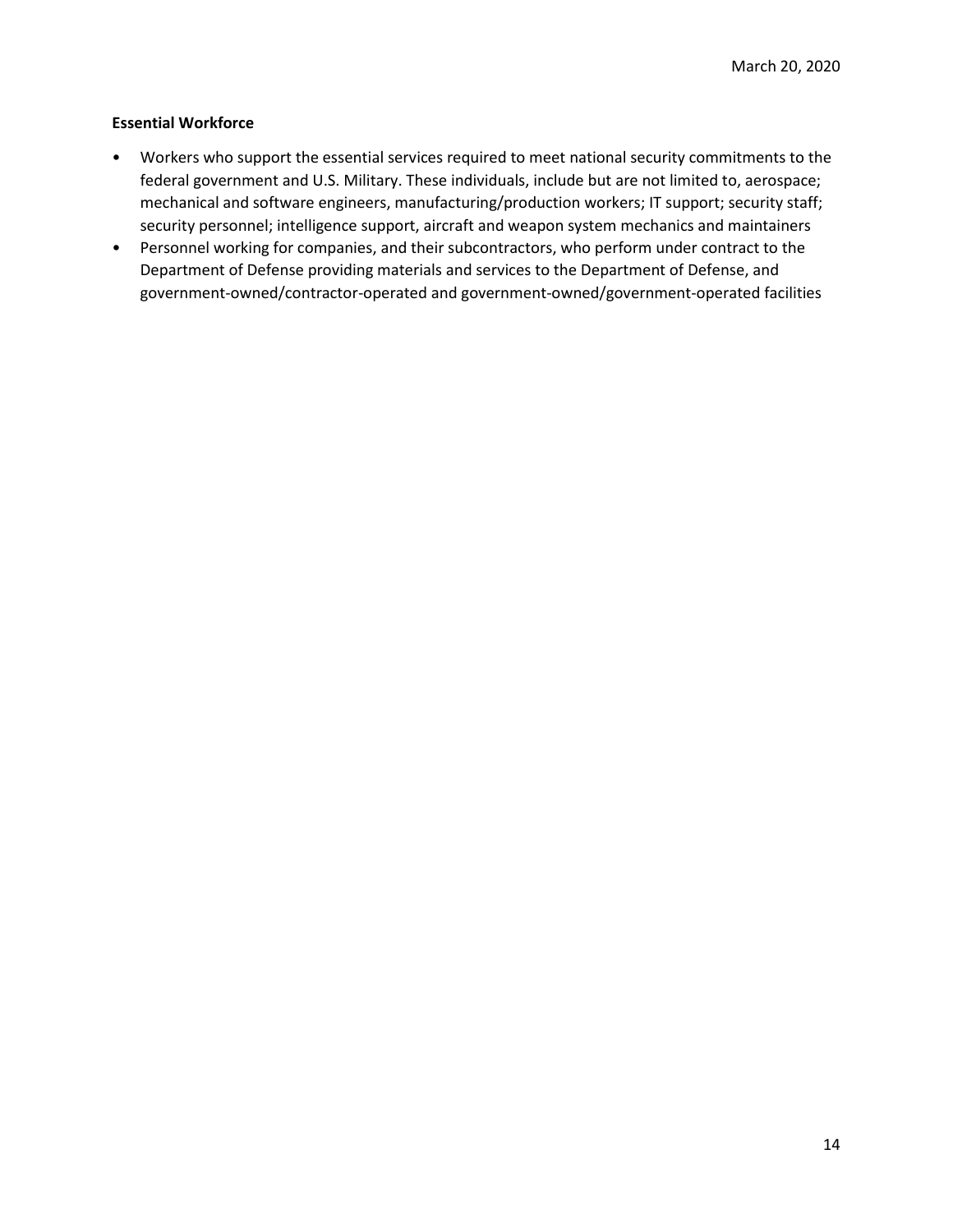**Essential Workforce**

- Workers who support the essential services required to meet national security commitments to the federal government and U.S. Military. These individuals, include but are not limited to, aerospace; mechanical and software engineers, manufacturing/production workers; IT support; security staff; security personnel; intelligence support, aircraft and weapon system mechanics and maintainers
- Personnel working for companies, and their subcontractors, who perform under contract to the Department of Defense providing materials and services to the Department of Defense, and government-owned/contractor-operated and government-owned/government-operated facilities